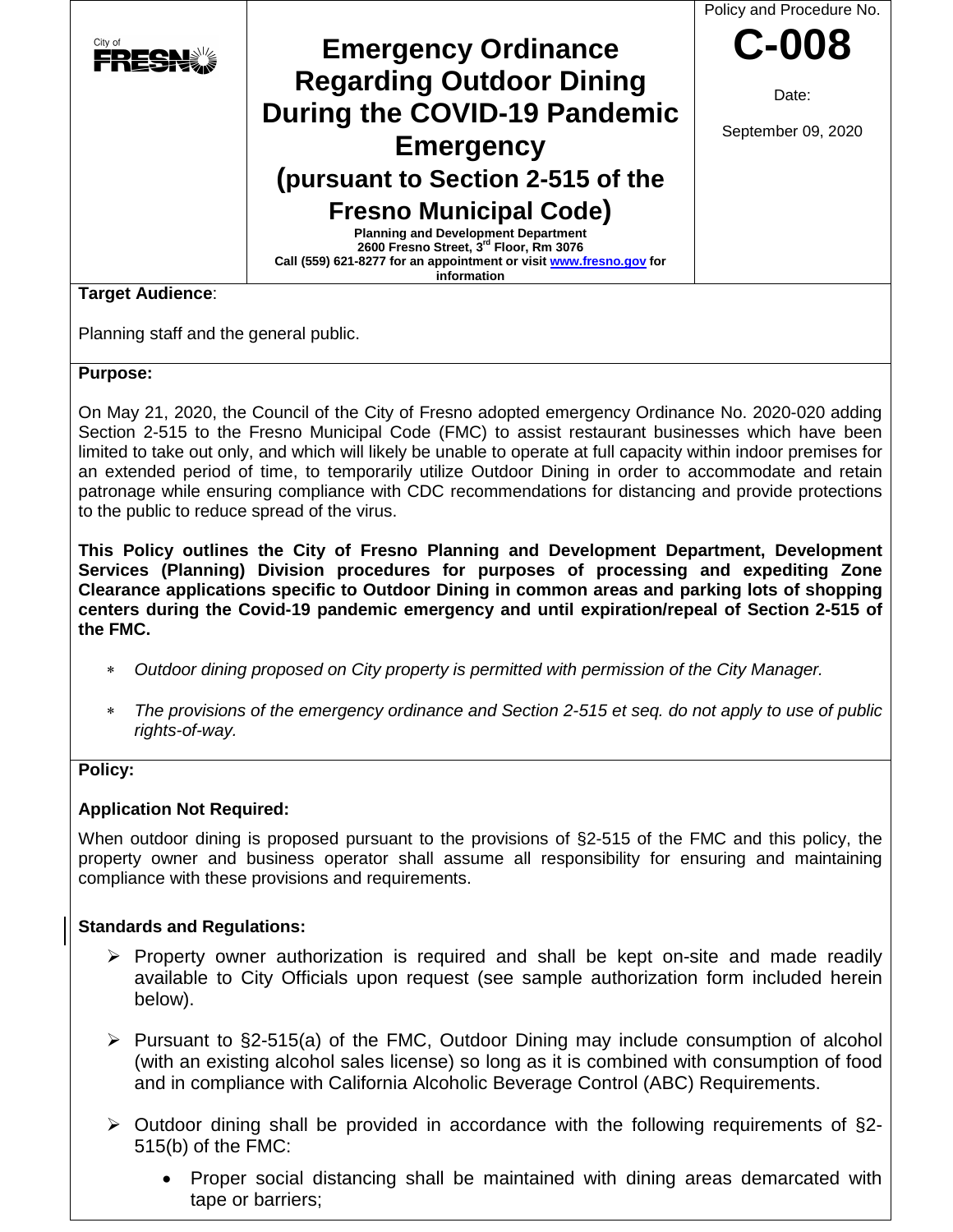City of FRESNO

# Emergency Ordinance Regarding Outdoor Dining During the COVID-19 Pandemic Emergency (pursuant to Section 2-515 of the Fresno Municipal Code)

**Planning and Development Department**
**2600 Fresno Street, 3rd Floor, Rm 3076**
**Call (559) 621-8277 for an appointment or visit [www.fresno.gov](http://www.fresno.gov) for information**

Policy and Procedure No.

**C-008**

Date:

September 09, 2020

**Target Audience**:

Planning staff and the general public.

**Purpose:**

On May 21, 2020, the Council of the City of Fresno adopted emergency Ordinance No. 2020-020 adding Section 2-515 to the Fresno Municipal Code (FMC) to assist restaurant businesses which have been limited to take out only, and which will likely be unable to operate at full capacity within indoor premises for an extended period of time, to temporarily utilize Outdoor Dining in order to accommodate and retain patronage while ensuring compliance with CDC recommendations for distancing and provide protections to the public to reduce spread of the virus.

**This Policy outlines the City of Fresno Planning and Development Department, Development Services (Planning) Division procedures for purposes of processing and expediting Zone Clearance applications specific to Outdoor Dining in common areas and parking lots of shopping centers during the Covid-19 pandemic emergency and until expiration/repeal of Section 2-515 of the FMC.**

- *Outdoor dining proposed on City property is permitted with permission of the City Manager.*
- *The provisions of the emergency ordinance and Section 2-515 et seq. do not apply to use of public rights-of-way.*

**Policy:**

**Application Not Required:**

When outdoor dining is proposed pursuant to the provisions of §2-515 of the FMC and this policy, the property owner and business operator shall assume all responsibility for ensuring and maintaining compliance with these provisions and requirements.

**Standards and Regulations:**

- Property owner authorization is required and shall be kept on-site and made readily available to City Officials upon request (see sample authorization form included herein below).
- Pursuant to §2-515(a) of the FMC, Outdoor Dining may include consumption of alcohol (with an existing alcohol sales license) so long as it is combined with consumption of food and in compliance with California Alcoholic Beverage Control (ABC) Requirements.
- Outdoor dining shall be provided in accordance with the following requirements of §2-515(b) of the FMC:
  - Proper social distancing shall be maintained with dining areas demarcated with tape or barriers;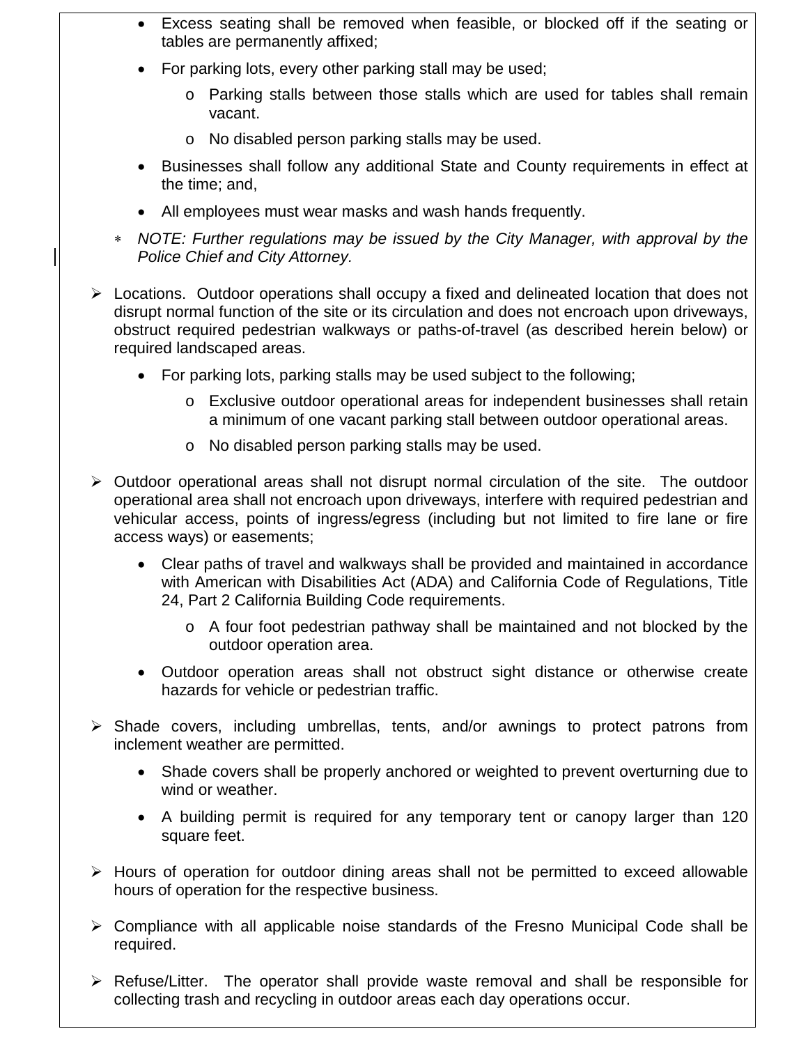- Excess seating shall be removed when feasible, or blocked off if the seating or tables are permanently affixed;
- For parking lots, every other parking stall may be used;
    - Parking stalls between those stalls which are used for tables shall remain vacant.
    - No disabled person parking stalls may be used.
- Businesses shall follow any additional State and County requirements in effect at the time; and,
- All employees must wear masks and wash hands frequently.

∗ *NOTE: Further regulations may be issued by the City Manager, with approval by the Police Chief and City Attorney.*

- Locations. Outdoor operations shall occupy a fixed and delineated location that does not disrupt normal function of the site or its circulation and does not encroach upon driveways, obstruct required pedestrian walkways or paths-of-travel (as described herein below) or required landscaped areas.
    - For parking lots, parking stalls may be used subject to the following;
        - Exclusive outdoor operational areas for independent businesses shall retain a minimum of one vacant parking stall between outdoor operational areas.
        - No disabled person parking stalls may be used.

- Outdoor operational areas shall not disrupt normal circulation of the site. The outdoor operational area shall not encroach upon driveways, interfere with required pedestrian and vehicular access, points of ingress/egress (including but not limited to fire lane or fire access ways) or easements;
    - Clear paths of travel and walkways shall be provided and maintained in accordance with American with Disabilities Act (ADA) and California Code of Regulations, Title 24, Part 2 California Building Code requirements.
        - A four foot pedestrian pathway shall be maintained and not blocked by the outdoor operation area.
    - Outdoor operation areas shall not obstruct sight distance or otherwise create hazards for vehicle or pedestrian traffic.

- Shade covers, including umbrellas, tents, and/or awnings to protect patrons from inclement weather are permitted.
    - Shade covers shall be properly anchored or weighted to prevent overturning due to wind or weather.
    - A building permit is required for any temporary tent or canopy larger than 120 square feet.

- Hours of operation for outdoor dining areas shall not be permitted to exceed allowable hours of operation for the respective business.

- Compliance with all applicable noise standards of the Fresno Municipal Code shall be required.

- Refuse/Litter. The operator shall provide waste removal and shall be responsible for collecting trash and recycling in outdoor areas each day operations occur.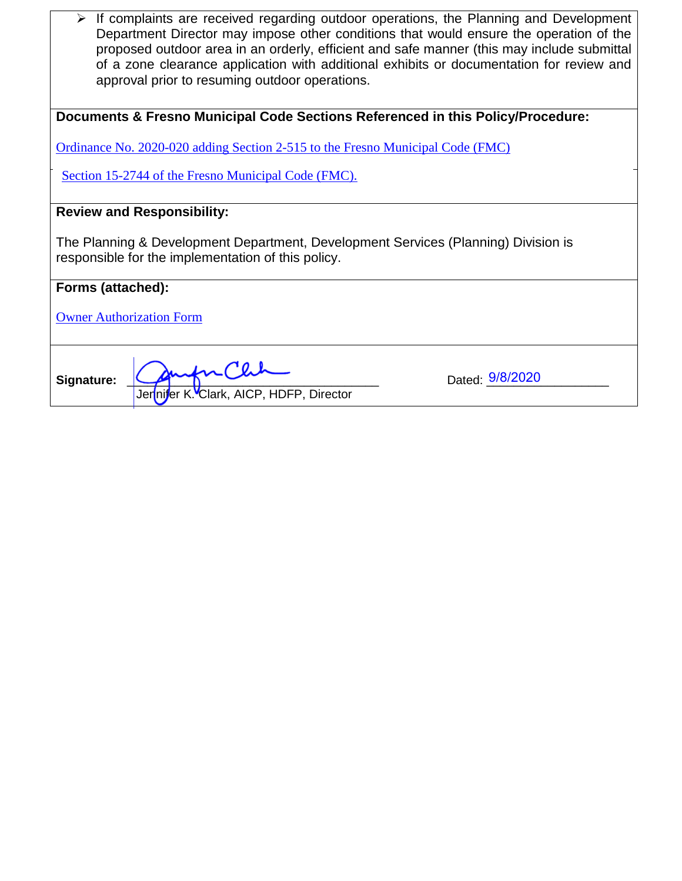- If complaints are received regarding outdoor operations, the Planning and Development Department Director may impose other conditions that would ensure the operation of the proposed outdoor area in an orderly, efficient and safe manner (this may include submittal of a zone clearance application with additional exhibits or documentation for review and approval prior to resuming outdoor operations.

**Documents & Fresno Municipal Code Sections Referenced in this Policy/Procedure:**

Ordinance No. 2020-020 adding Section 2-515 to the Fresno Municipal Code (FMC)

Section 15-2744 of the Fresno Municipal Code (FMC).

**Review and Responsibility:**

The Planning & Development Department, Development Services (Planning) Division is responsible for the implementation of this policy.

**Forms (attached):**

Owner Authorization Form

**Signature:** ____________________
Jennifer K. Clark, AICP, HDFP, Director

Dated: 9/8/2020